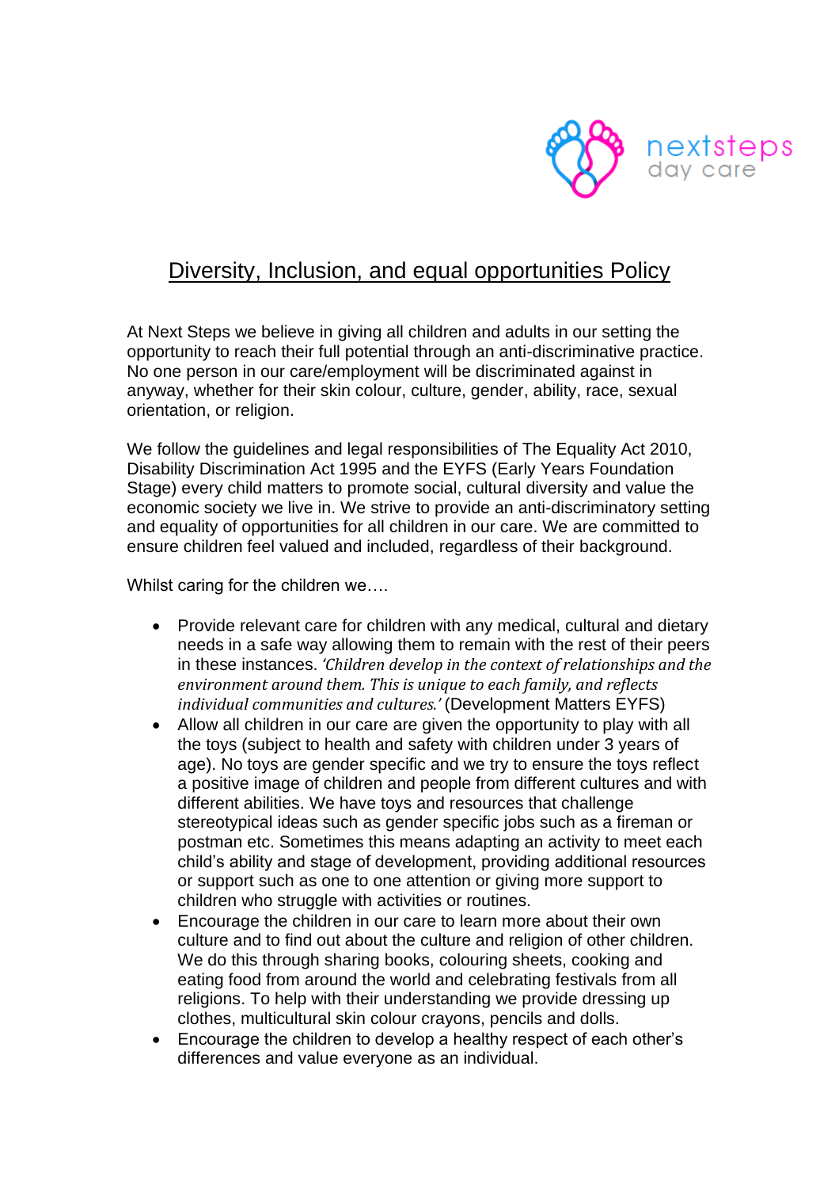nextsteps day care

# Diversity, Inclusion, and equal opportunities Policy

At Next Steps we believe in giving all children and adults in our setting the opportunity to reach their full potential through an anti-discriminative practice. No one person in our care/employment will be discriminated against in anyway, whether for their skin colour, culture, gender, ability, race, sexual orientation, or religion.

We follow the guidelines and legal responsibilities of The Equality Act 2010, Disability Discrimination Act 1995 and the EYFS (Early Years Foundation Stage) every child matters to promote social, cultural diversity and value the economic society we live in. We strive to provide an anti-discriminatory setting and equality of opportunities for all children in our care. We are committed to ensure children feel valued and included, regardless of their background.

Whilst caring for the children we….

- Provide relevant care for children with any medical, cultural and dietary needs in a safe way allowing them to remain with the rest of their peers in these instances. *'Children develop in the context of relationships and the environment around them. This is unique to each family, and reflects individual communities and cultures.'* (Development Matters EYFS)
- Allow all children in our care are given the opportunity to play with all the toys (subject to health and safety with children under 3 years of age). No toys are gender specific and we try to ensure the toys reflect a positive image of children and people from different cultures and with different abilities. We have toys and resources that challenge stereotypical ideas such as gender specific jobs such as a fireman or postman etc. Sometimes this means adapting an activity to meet each child's ability and stage of development, providing additional resources or support such as one to one attention or giving more support to children who struggle with activities or routines.
- Encourage the children in our care to learn more about their own culture and to find out about the culture and religion of other children. We do this through sharing books, colouring sheets, cooking and eating food from around the world and celebrating festivals from all religions. To help with their understanding we provide dressing up clothes, multicultural skin colour crayons, pencils and dolls.
- Encourage the children to develop a healthy respect of each other's differences and value everyone as an individual.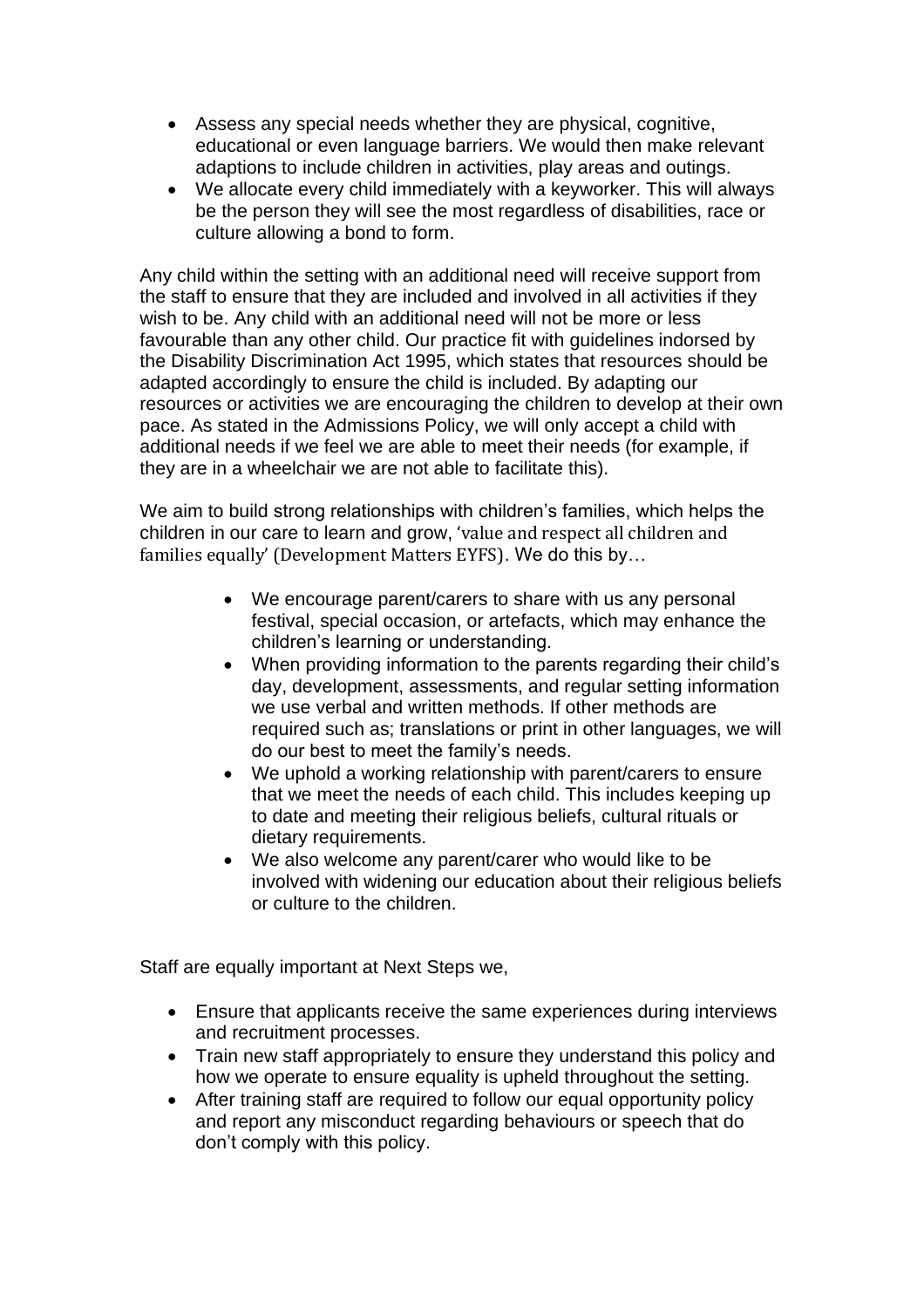- Assess any special needs whether they are physical, cognitive, educational or even language barriers. We would then make relevant adaptions to include children in activities, play areas and outings.
- We allocate every child immediately with a keyworker. This will always be the person they will see the most regardless of disabilities, race or culture allowing a bond to form.

Any child within the setting with an additional need will receive support from the staff to ensure that they are included and involved in all activities if they wish to be. Any child with an additional need will not be more or less favourable than any other child. Our practice fit with guidelines indorsed by the Disability Discrimination Act 1995, which states that resources should be adapted accordingly to ensure the child is included. By adapting our resources or activities we are encouraging the children to develop at their own pace. As stated in the Admissions Policy, we will only accept a child with additional needs if we feel we are able to meet their needs (for example, if they are in a wheelchair we are not able to facilitate this).

We aim to build strong relationships with children's families, which helps the children in our care to learn and grow, 'value and respect all children and families equally' (Development Matters EYFS). We do this by…

- We encourage parent/carers to share with us any personal festival, special occasion, or artefacts, which may enhance the children's learning or understanding.
- When providing information to the parents regarding their child's day, development, assessments, and regular setting information we use verbal and written methods. If other methods are required such as; translations or print in other languages, we will do our best to meet the family's needs.
- We uphold a working relationship with parent/carers to ensure that we meet the needs of each child. This includes keeping up to date and meeting their religious beliefs, cultural rituals or dietary requirements.
- We also welcome any parent/carer who would like to be involved with widening our education about their religious beliefs or culture to the children.

Staff are equally important at Next Steps we,

- Ensure that applicants receive the same experiences during interviews and recruitment processes.
- Train new staff appropriately to ensure they understand this policy and how we operate to ensure equality is upheld throughout the setting.
- After training staff are required to follow our equal opportunity policy and report any misconduct regarding behaviours or speech that do don't comply with this policy.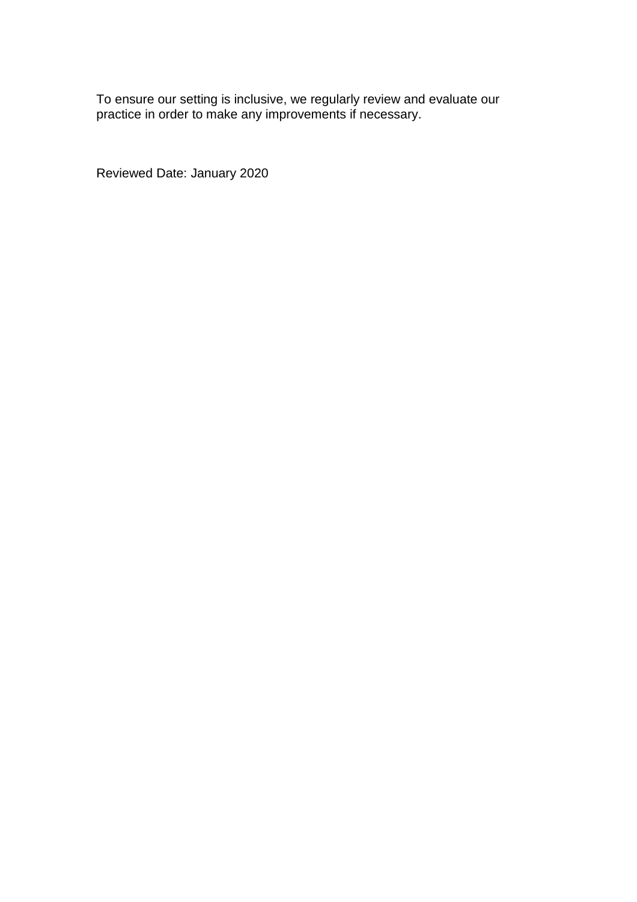To ensure our setting is inclusive, we regularly review and evaluate our practice in order to make any improvements if necessary.

Reviewed Date: January 2020